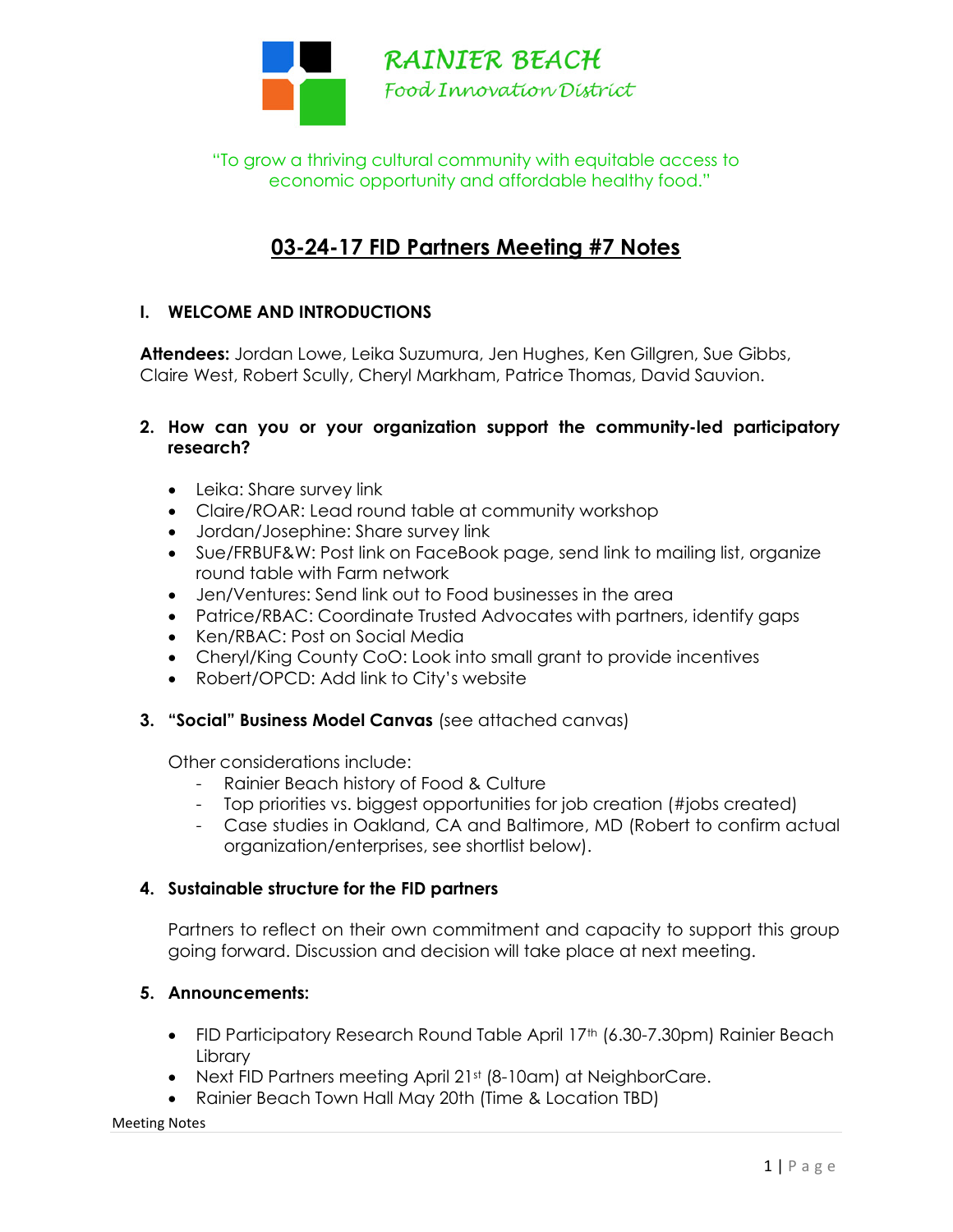**RAINIER BEACH**
*Food Innovation District*

"To grow a thriving cultural community with equitable access to economic opportunity and affordable healthy food."

# 03-24-17 FID Partners Meeting #7 Notes

## I. WELCOME AND INTRODUCTIONS

**Attendees:** Jordan Lowe, Leika Suzumura, Jen Hughes, Ken Gillgren, Sue Gibbs, Claire West, Robert Scully, Cheryl Markham, Patrice Thomas, David Sauvion.

## 2. How can you or your organization support the community-led participatory research?

- Leika: Share survey link
- Claire/ROAR: Lead round table at community workshop
- Jordan/Josephine: Share survey link
- Sue/FRBUF&W: Post link on FaceBook page, send link to mailing list, organize round table with Farm network
- Jen/Ventures: Send link out to Food businesses in the area
- Patrice/RBAC: Coordinate Trusted Advocates with partners, identify gaps
- Ken/RBAC: Post on Social Media
- Cheryl/King County CoO: Look into small grant to provide incentives
- Robert/OPCD: Add link to City's website

## 3. "Social" Business Model Canvas (see attached canvas)

Other considerations include:

- Rainier Beach history of Food & Culture
- Top priorities vs. biggest opportunities for job creation (#jobs created)
- Case studies in Oakland, CA and Baltimore, MD (Robert to confirm actual organization/enterprises, see shortlist below).

## 4. Sustainable structure for the FID partners

Partners to reflect on their own commitment and capacity to support this group going forward. Discussion and decision will take place at next meeting.

## 5. Announcements:

- FID Participatory Research Round Table April 17th (6.30-7.30pm) Rainier Beach Library
- Next FID Partners meeting April 21st (8-10am) at NeighborCare.
- Rainier Beach Town Hall May 20th (Time & Location TBD)

Meeting Notes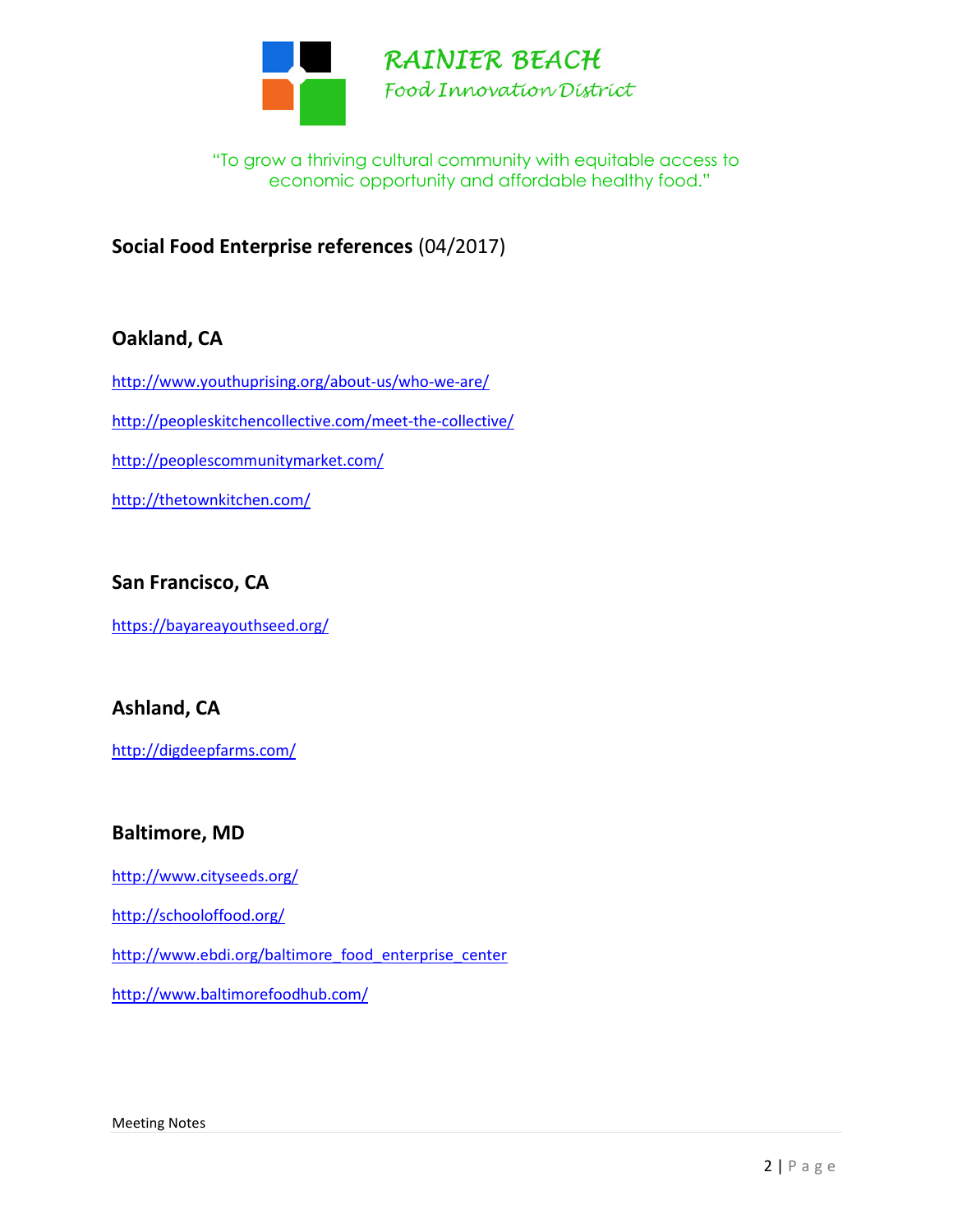# RAINIER BEACH
## Food Innovation District

"To grow a thriving cultural community with equitable access to economic opportunity and affordable healthy food."

**Social Food Enterprise references** (04/2017)

## Oakland, CA

http://www.youthuprising.org/about-us/who-we-are/

http://peopleskitchencollective.com/meet-the-collective/

http://peoplescommunitymarket.com/

http://thetownkitchen.com/

## San Francisco, CA

https://bayareayouthseed.org/

## Ashland, CA

http://digdeepfarms.com/

## Baltimore, MD

http://www.cityseeds.org/

http://schooloffood.org/

http://www.ebdi.org/baltimore_food_enterprise_center

http://www.baltimorefoodhub.com/